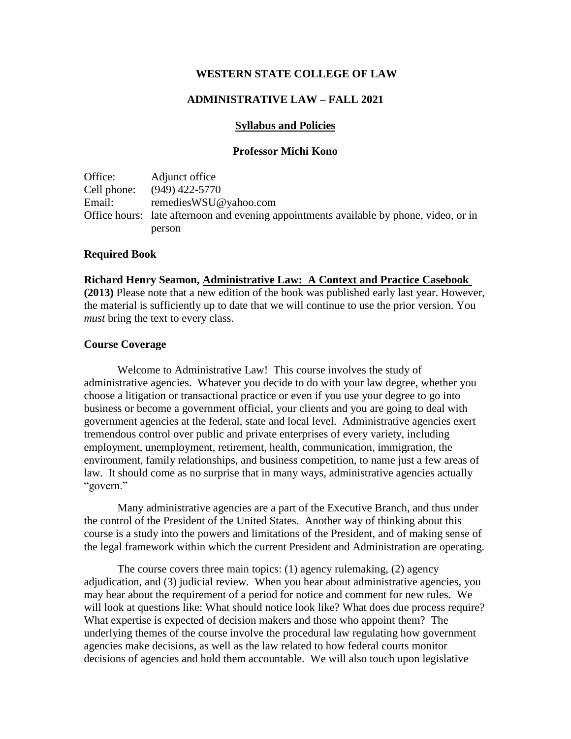# WESTERN STATE COLLEGE OF LAW

## ADMINISTRATIVE LAW – FALL 2021

### Syllabus and Policies

### Professor Michi Kono

| | |
|---|---|
| Office: | Adjunct office |
| Cell phone: | (949) 422-5770 |
| Email: | remediesWSU@yahoo.com |
| Office hours: | late afternoon and evening appointments available by phone, video, or in person |

**Required Book**

**Richard Henry Seamon, Administrative Law: A Context and Practice Casebook (2013)** Please note that a new edition of the book was published early last year. However, the material is sufficiently up to date that we will continue to use the prior version. You *must* bring the text to every class.

**Course Coverage**

Welcome to Administrative Law! This course involves the study of administrative agencies. Whatever you decide to do with your law degree, whether you choose a litigation or transactional practice or even if you use your degree to go into business or become a government official, your clients and you are going to deal with government agencies at the federal, state and local level. Administrative agencies exert tremendous control over public and private enterprises of every variety, including employment, unemployment, retirement, health, communication, immigration, the environment, family relationships, and business competition, to name just a few areas of law. It should come as no surprise that in many ways, administrative agencies actually "govern."

Many administrative agencies are a part of the Executive Branch, and thus under the control of the President of the United States. Another way of thinking about this course is a study into the powers and limitations of the President, and of making sense of the legal framework within which the current President and Administration are operating.

The course covers three main topics: (1) agency rulemaking, (2) agency adjudication, and (3) judicial review. When you hear about administrative agencies, you may hear about the requirement of a period for notice and comment for new rules. We will look at questions like: What should notice look like? What does due process require? What expertise is expected of decision makers and those who appoint them? The underlying themes of the course involve the procedural law regulating how government agencies make decisions, as well as the law related to how federal courts monitor decisions of agencies and hold them accountable. We will also touch upon legislative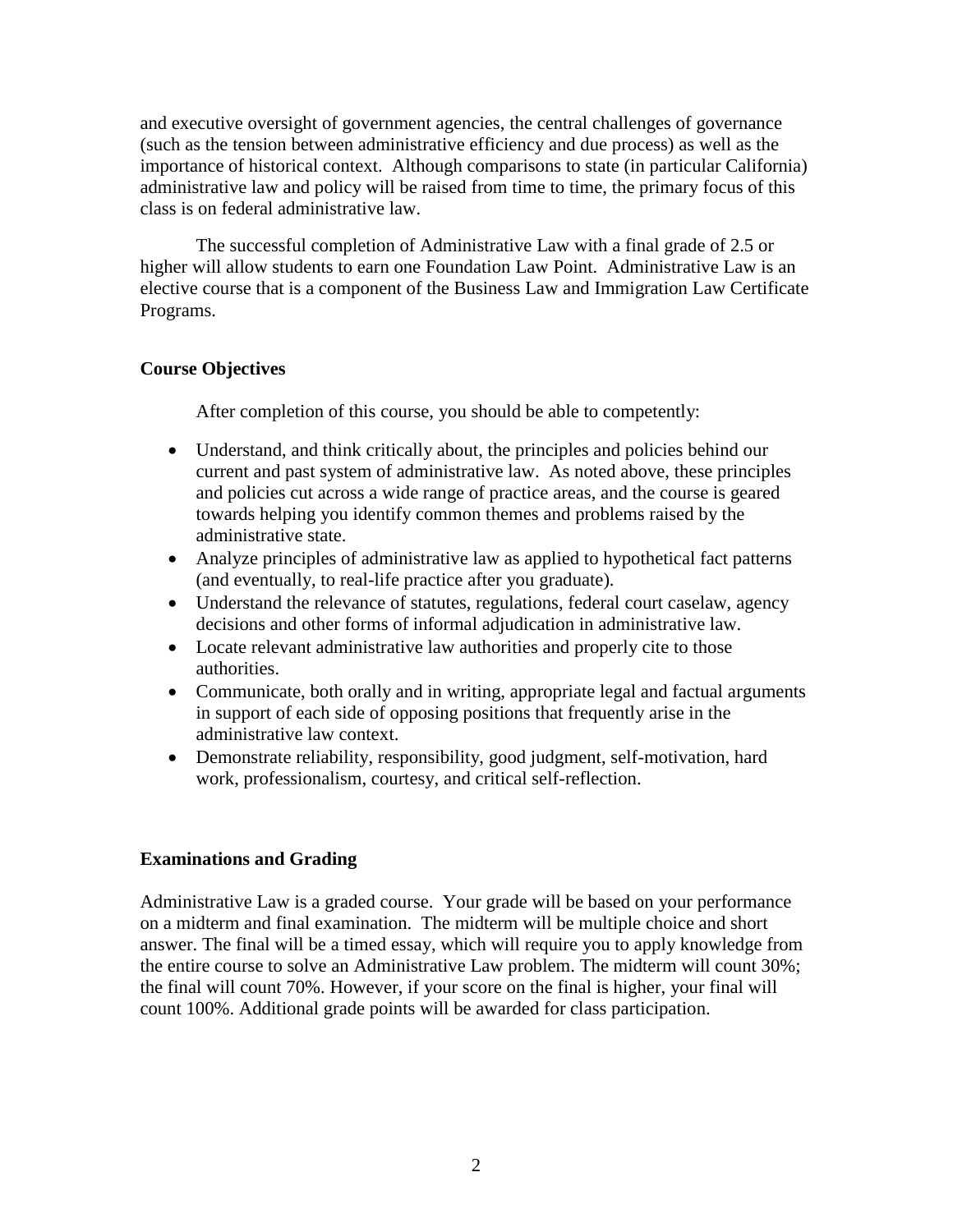and executive oversight of government agencies, the central challenges of governance (such as the tension between administrative efficiency and due process) as well as the importance of historical context. Although comparisons to state (in particular California) administrative law and policy will be raised from time to time, the primary focus of this class is on federal administrative law.

The successful completion of Administrative Law with a final grade of 2.5 or higher will allow students to earn one Foundation Law Point. Administrative Law is an elective course that is a component of the Business Law and Immigration Law Certificate Programs.

**Course Objectives**

After completion of this course, you should be able to competently:

- Understand, and think critically about, the principles and policies behind our current and past system of administrative law. As noted above, these principles and policies cut across a wide range of practice areas, and the course is geared towards helping you identify common themes and problems raised by the administrative state.
- Analyze principles of administrative law as applied to hypothetical fact patterns (and eventually, to real-life practice after you graduate).
- Understand the relevance of statutes, regulations, federal court caselaw, agency decisions and other forms of informal adjudication in administrative law.
- Locate relevant administrative law authorities and properly cite to those authorities.
- Communicate, both orally and in writing, appropriate legal and factual arguments in support of each side of opposing positions that frequently arise in the administrative law context.
- Demonstrate reliability, responsibility, good judgment, self-motivation, hard work, professionalism, courtesy, and critical self-reflection.

**Examinations and Grading**

Administrative Law is a graded course. Your grade will be based on your performance on a midterm and final examination. The midterm will be multiple choice and short answer. The final will be a timed essay, which will require you to apply knowledge from the entire course to solve an Administrative Law problem. The midterm will count 30%; the final will count 70%. However, if your score on the final is higher, your final will count 100%. Additional grade points will be awarded for class participation.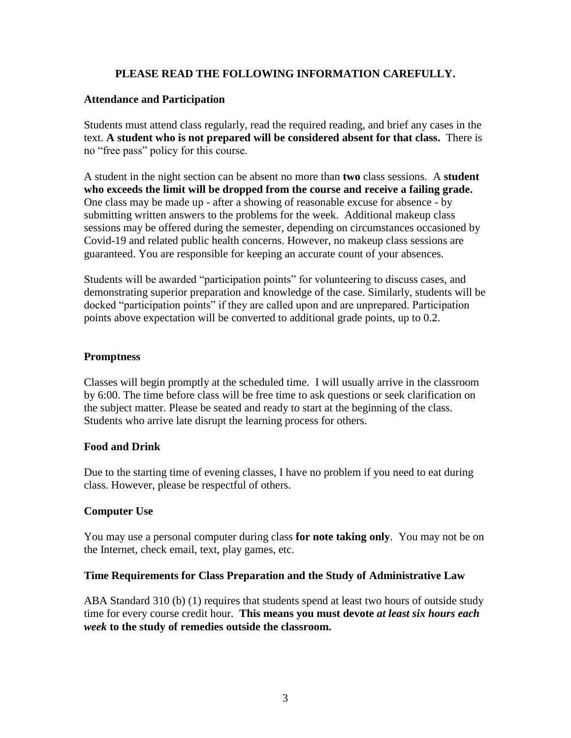**PLEASE READ THE FOLLOWING INFORMATION CAREFULLY.**

## Attendance and Participation

Students must attend class regularly, read the required reading, and brief any cases in the text. **A student who is not prepared will be considered absent for that class.** There is no "free pass" policy for this course.

A student in the night section can be absent no more than **two** class sessions. A **student who exceeds the limit will be dropped from the course and receive a failing grade.** One class may be made up - after a showing of reasonable excuse for absence - by submitting written answers to the problems for the week. Additional makeup class sessions may be offered during the semester, depending on circumstances occasioned by Covid-19 and related public health concerns. However, no makeup class sessions are guaranteed. You are responsible for keeping an accurate count of your absences.

Students will be awarded "participation points" for volunteering to discuss cases, and demonstrating superior preparation and knowledge of the case. Similarly, students will be docked "participation points" if they are called upon and are unprepared. Participation points above expectation will be converted to additional grade points, up to 0.2.

## Promptness

Classes will begin promptly at the scheduled time. I will usually arrive in the classroom by 6:00. The time before class will be free time to ask questions or seek clarification on the subject matter. Please be seated and ready to start at the beginning of the class. Students who arrive late disrupt the learning process for others.

## Food and Drink

Due to the starting time of evening classes, I have no problem if you need to eat during class. However, please be respectful of others.

## Computer Use

You may use a personal computer during class **for note taking only**. You may not be on the Internet, check email, text, play games, etc.

## Time Requirements for Class Preparation and the Study of Administrative Law

ABA Standard 310 (b) (1) requires that students spend at least two hours of outside study time for every course credit hour. **This means you must devote *at least six hours each week* to the study of remedies outside the classroom.**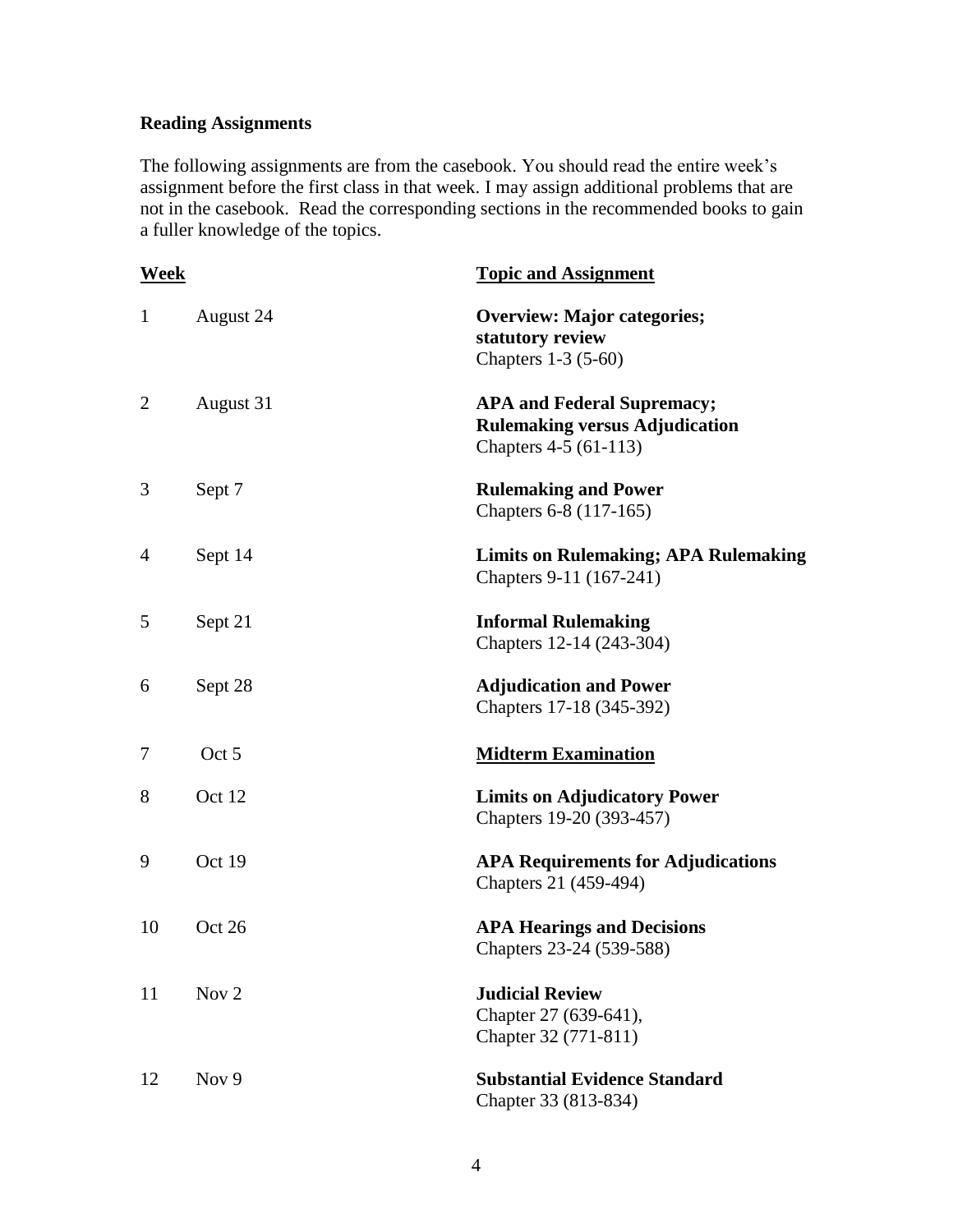**Reading Assignments**

The following assignments are from the casebook. You should read the entire week's assignment before the first class in that week. I may assign additional problems that are not in the casebook. Read the corresponding sections in the recommended books to gain a fuller knowledge of the topics.

| **Week** | | **Topic and Assignment** |
|---|---|---|
| 1 | August 24 | **Overview: Major categories; statutory review**<br>Chapters 1-3 (5-60) |
| 2 | August 31 | **APA and Federal Supremacy; Rulemaking versus Adjudication**<br>Chapters 4-5 (61-113) |
| 3 | Sept 7 | **Rulemaking and Power**<br>Chapters 6-8 (117-165) |
| 4 | Sept 14 | **Limits on Rulemaking; APA Rulemaking**<br>Chapters 9-11 (167-241) |
| 5 | Sept 21 | **Informal Rulemaking**<br>Chapters 12-14 (243-304) |
| 6 | Sept 28 | **Adjudication and Power**<br>Chapters 17-18 (345-392) |
| 7 | Oct 5 | **Midterm Examination** |
| 8 | Oct 12 | **Limits on Adjudicatory Power**<br>Chapters 19-20 (393-457) |
| 9 | Oct 19 | **APA Requirements for Adjudications**<br>Chapters 21 (459-494) |
| 10 | Oct 26 | **APA Hearings and Decisions**<br>Chapters 23-24 (539-588) |
| 11 | Nov 2 | **Judicial Review**<br>Chapter 27 (639-641),<br>Chapter 32 (771-811) |
| 12 | Nov 9 | **Substantial Evidence Standard**<br>Chapter 33 (813-834) |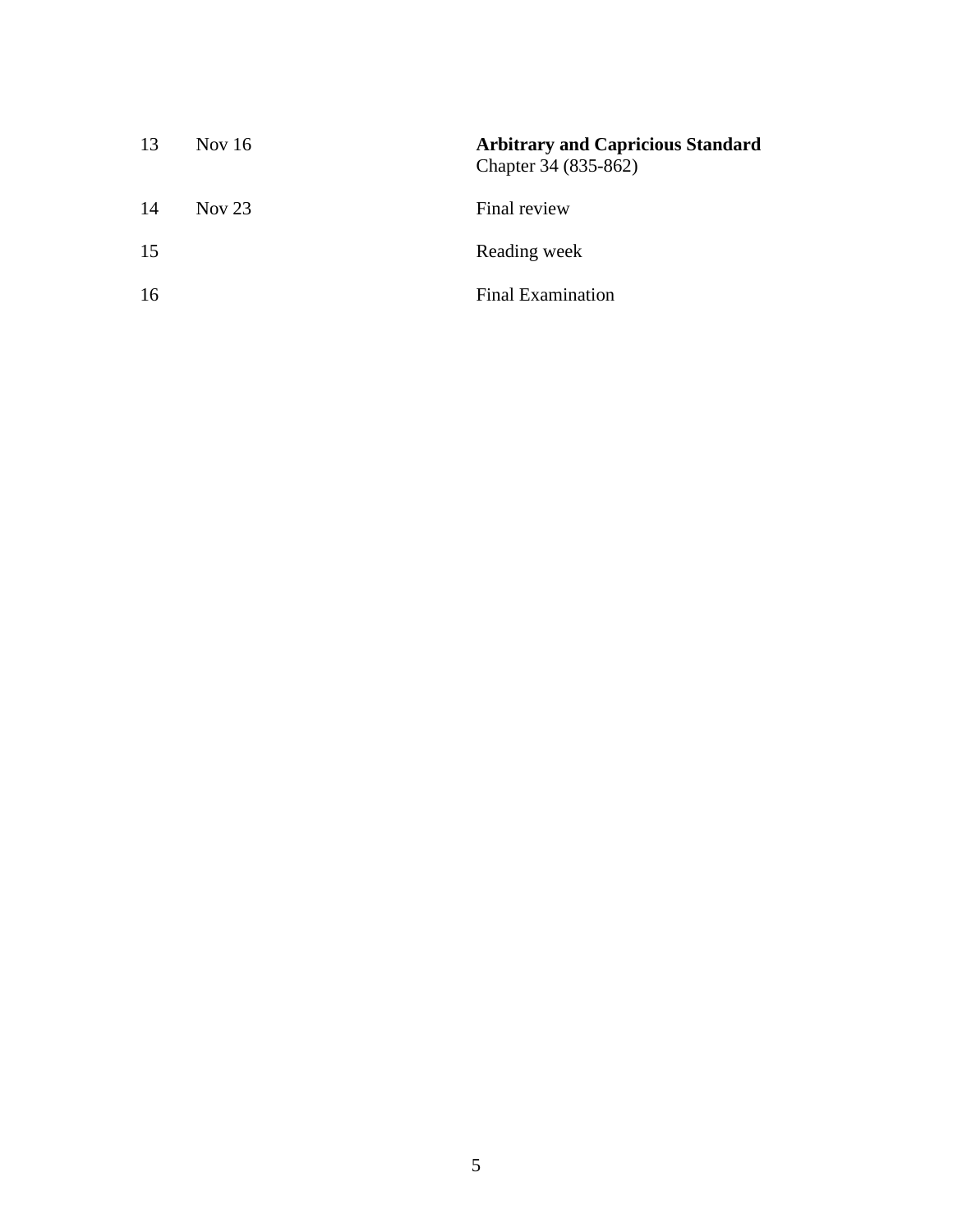| | | |
|---|---|---|
| 13 | Nov 16 | **Arbitrary and Capricious Standard** Chapter 34 (835-862) |
| 14 | Nov 23 | Final review |
| 15 | | Reading week |
| 16 | | Final Examination |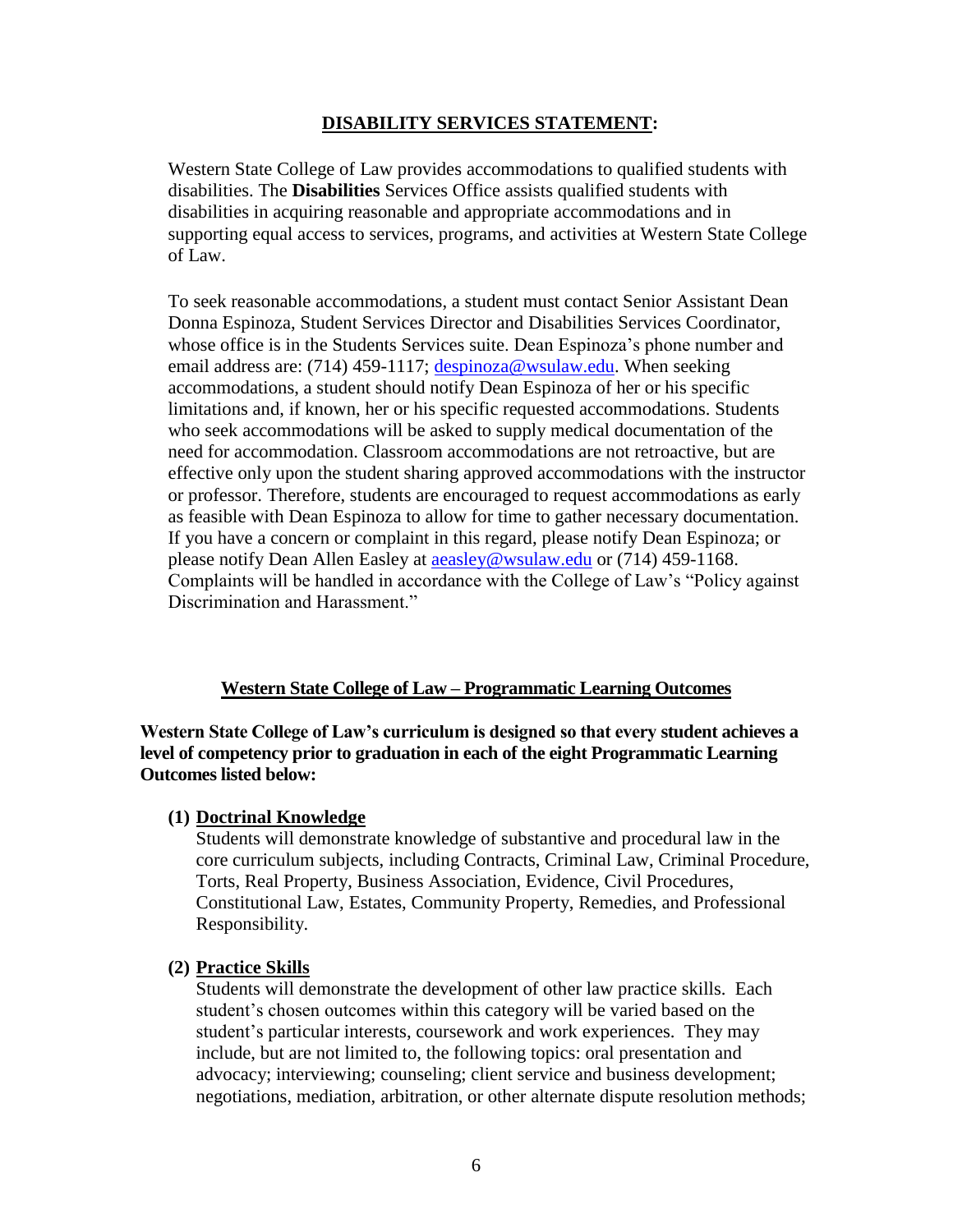## **DISABILITY SERVICES STATEMENT:**

Western State College of Law provides accommodations to qualified students with disabilities. The **Disabilities** Services Office assists qualified students with disabilities in acquiring reasonable and appropriate accommodations and in supporting equal access to services, programs, and activities at Western State College of Law.

To seek reasonable accommodations, a student must contact Senior Assistant Dean Donna Espinoza, Student Services Director and Disabilities Services Coordinator, whose office is in the Students Services suite. Dean Espinoza's phone number and email address are: (714) 459-1117; despinoza@wsulaw.edu. When seeking accommodations, a student should notify Dean Espinoza of her or his specific limitations and, if known, her or his specific requested accommodations. Students who seek accommodations will be asked to supply medical documentation of the need for accommodation. Classroom accommodations are not retroactive, but are effective only upon the student sharing approved accommodations with the instructor or professor. Therefore, students are encouraged to request accommodations as early as feasible with Dean Espinoza to allow for time to gather necessary documentation. If you have a concern or complaint in this regard, please notify Dean Espinoza; or please notify Dean Allen Easley at aeasley@wsulaw.edu or (714) 459-1168. Complaints will be handled in accordance with the College of Law's "Policy against Discrimination and Harassment."

## **Western State College of Law – Programmatic Learning Outcomes**

**Western State College of Law's curriculum is designed so that every student achieves a level of competency prior to graduation in each of the eight Programmatic Learning Outcomes listed below:**

**(1) Doctrinal Knowledge**

Students will demonstrate knowledge of substantive and procedural law in the core curriculum subjects, including Contracts, Criminal Law, Criminal Procedure, Torts, Real Property, Business Association, Evidence, Civil Procedures, Constitutional Law, Estates, Community Property, Remedies, and Professional Responsibility.

**(2) Practice Skills**

Students will demonstrate the development of other law practice skills. Each student's chosen outcomes within this category will be varied based on the student's particular interests, coursework and work experiences. They may include, but are not limited to, the following topics: oral presentation and advocacy; interviewing; counseling; client service and business development; negotiations, mediation, arbitration, or other alternate dispute resolution methods;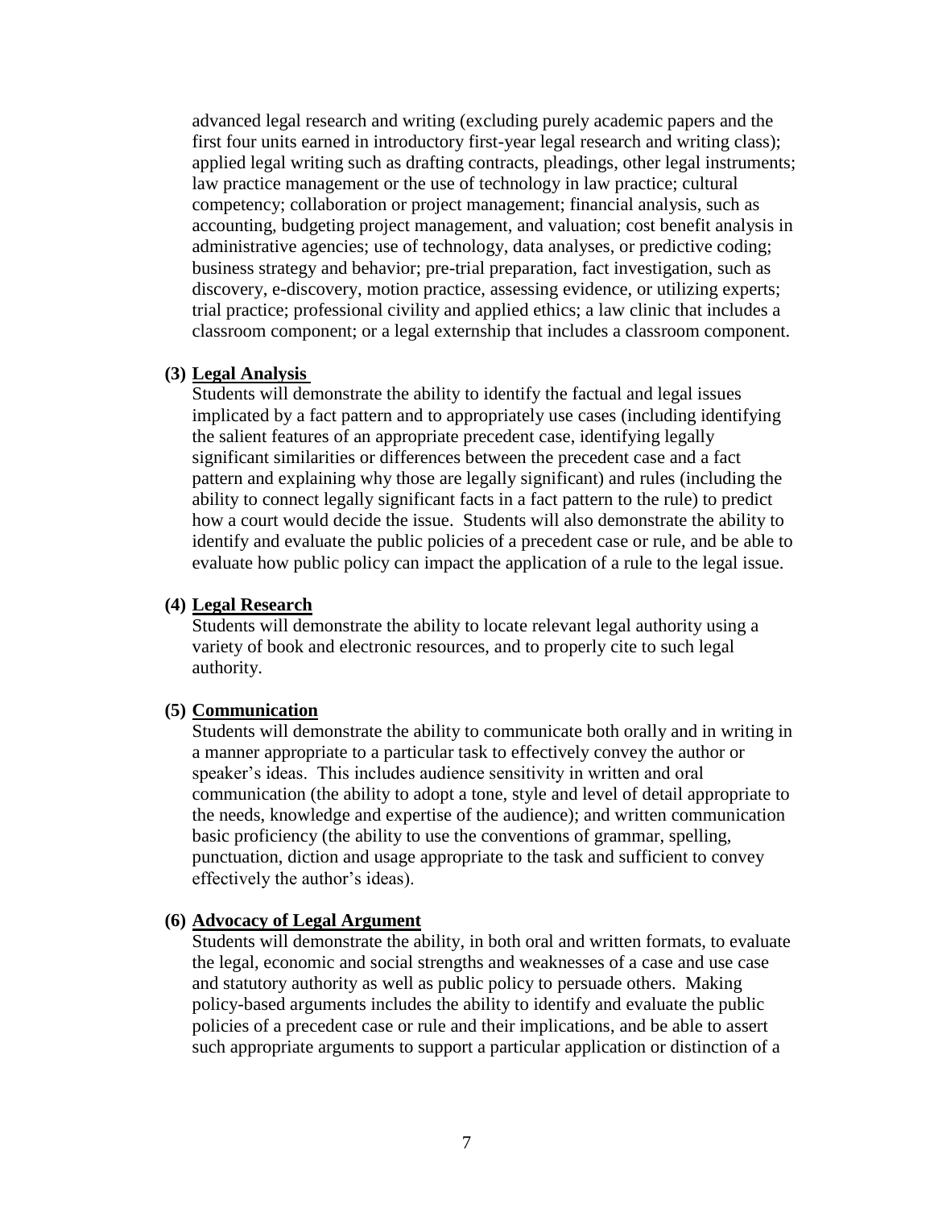advanced legal research and writing (excluding purely academic papers and the first four units earned in introductory first-year legal research and writing class); applied legal writing such as drafting contracts, pleadings, other legal instruments; law practice management or the use of technology in law practice; cultural competency; collaboration or project management; financial analysis, such as accounting, budgeting project management, and valuation; cost benefit analysis in administrative agencies; use of technology, data analyses, or predictive coding; business strategy and behavior; pre-trial preparation, fact investigation, such as discovery, e-discovery, motion practice, assessing evidence, or utilizing experts; trial practice; professional civility and applied ethics; a law clinic that includes a classroom component; or a legal externship that includes a classroom component.

**(3) Legal Analysis**

Students will demonstrate the ability to identify the factual and legal issues implicated by a fact pattern and to appropriately use cases (including identifying the salient features of an appropriate precedent case, identifying legally significant similarities or differences between the precedent case and a fact pattern and explaining why those are legally significant) and rules (including the ability to connect legally significant facts in a fact pattern to the rule) to predict how a court would decide the issue. Students will also demonstrate the ability to identify and evaluate the public policies of a precedent case or rule, and be able to evaluate how public policy can impact the application of a rule to the legal issue.

**(4) Legal Research**

Students will demonstrate the ability to locate relevant legal authority using a variety of book and electronic resources, and to properly cite to such legal authority.

**(5) Communication**

Students will demonstrate the ability to communicate both orally and in writing in a manner appropriate to a particular task to effectively convey the author or speaker's ideas. This includes audience sensitivity in written and oral communication (the ability to adopt a tone, style and level of detail appropriate to the needs, knowledge and expertise of the audience); and written communication basic proficiency (the ability to use the conventions of grammar, spelling, punctuation, diction and usage appropriate to the task and sufficient to convey effectively the author's ideas).

**(6) Advocacy of Legal Argument**

Students will demonstrate the ability, in both oral and written formats, to evaluate the legal, economic and social strengths and weaknesses of a case and use case and statutory authority as well as public policy to persuade others. Making policy-based arguments includes the ability to identify and evaluate the public policies of a precedent case or rule and their implications, and be able to assert such appropriate arguments to support a particular application or distinction of a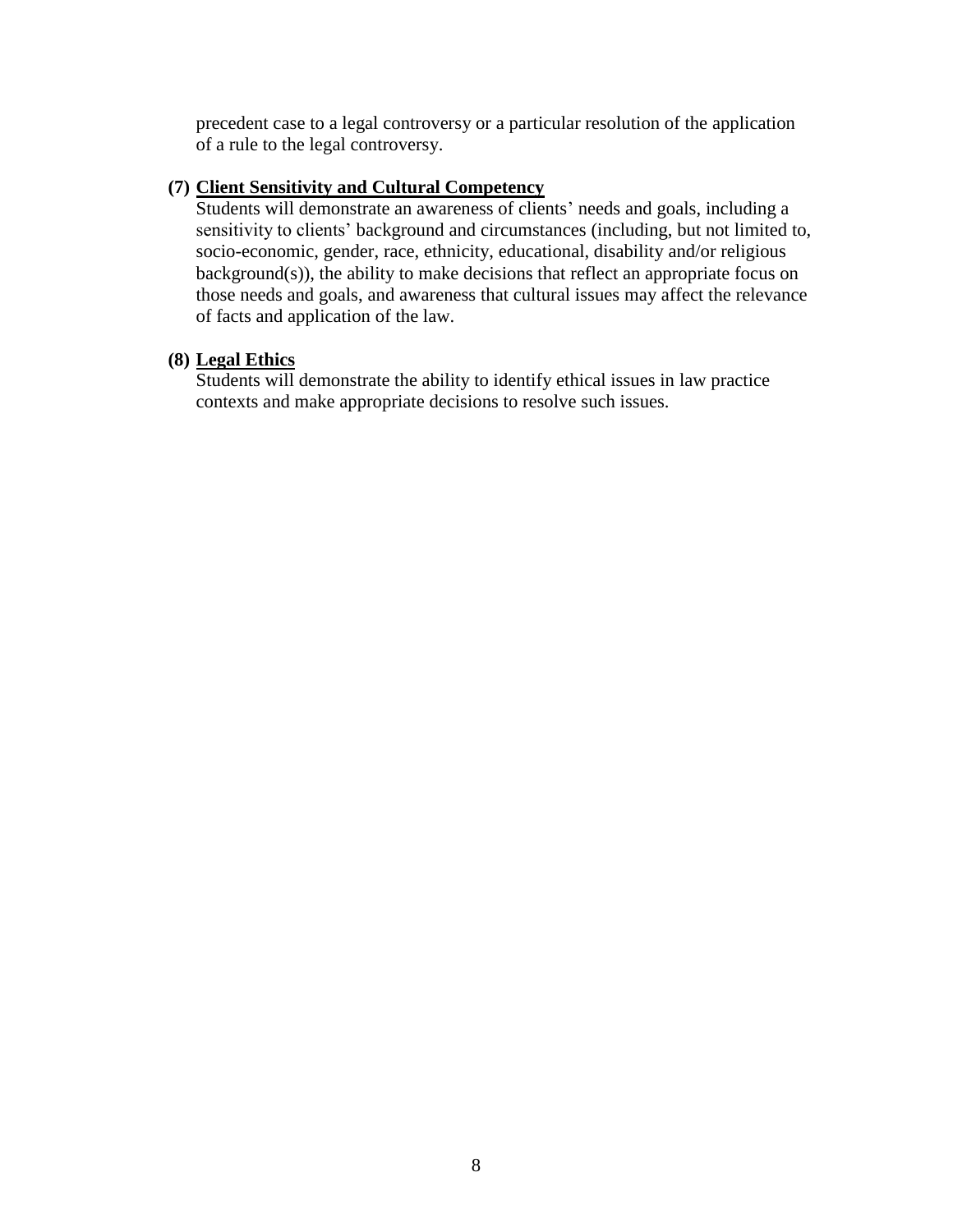precedent case to a legal controversy or a particular resolution of the application of a rule to the legal controversy.

**(7) <u>Client Sensitivity and Cultural Competency</u>**

Students will demonstrate an awareness of clients' needs and goals, including a sensitivity to clients' background and circumstances (including, but not limited to, socio-economic, gender, race, ethnicity, educational, disability and/or religious background(s)), the ability to make decisions that reflect an appropriate focus on those needs and goals, and awareness that cultural issues may affect the relevance of facts and application of the law.

**(8) <u>Legal Ethics</u>**

Students will demonstrate the ability to identify ethical issues in law practice contexts and make appropriate decisions to resolve such issues.